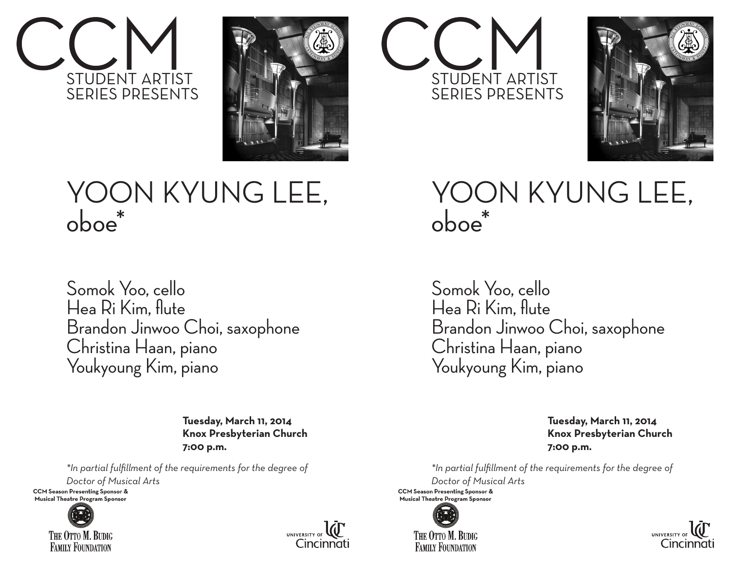# CCM
STUDENT ARTIST SERIES PRESENTS

# YOON KYUNG LEE, oboe*

Somok Yoo, cello
Hea Ri Kim, flute
Brandon Jinwoo Choi, saxophone
Christina Haan, piano
Youkyoung Kim, piano

**Tuesday, March 11, 2014**
**Knox Presbyterian Church**
**7:00 p.m.**

*\*In partial fulfillment of the requirements for the degree of Doctor of Musical Arts*

**CCM Season Presenting Sponsor & Musical Theatre Program Sponsor**

THE OTTO M. BUDIG FAMILY FOUNDATION

UNIVERSITY OF Cincinnati

# CCM
STUDENT ARTIST SERIES PRESENTS

# YOON KYUNG LEE, oboe*

Somok Yoo, cello
Hea Ri Kim, flute
Brandon Jinwoo Choi, saxophone
Christina Haan, piano
Youkyoung Kim, piano

**Tuesday, March 11, 2014**
**Knox Presbyterian Church**
**7:00 p.m.**

*\*In partial fulfillment of the requirements for the degree of Doctor of Musical Arts*

**CCM Season Presenting Sponsor & Musical Theatre Program Sponsor**

THE OTTO M. BUDIG FAMILY FOUNDATION

UNIVERSITY OF Cincinnati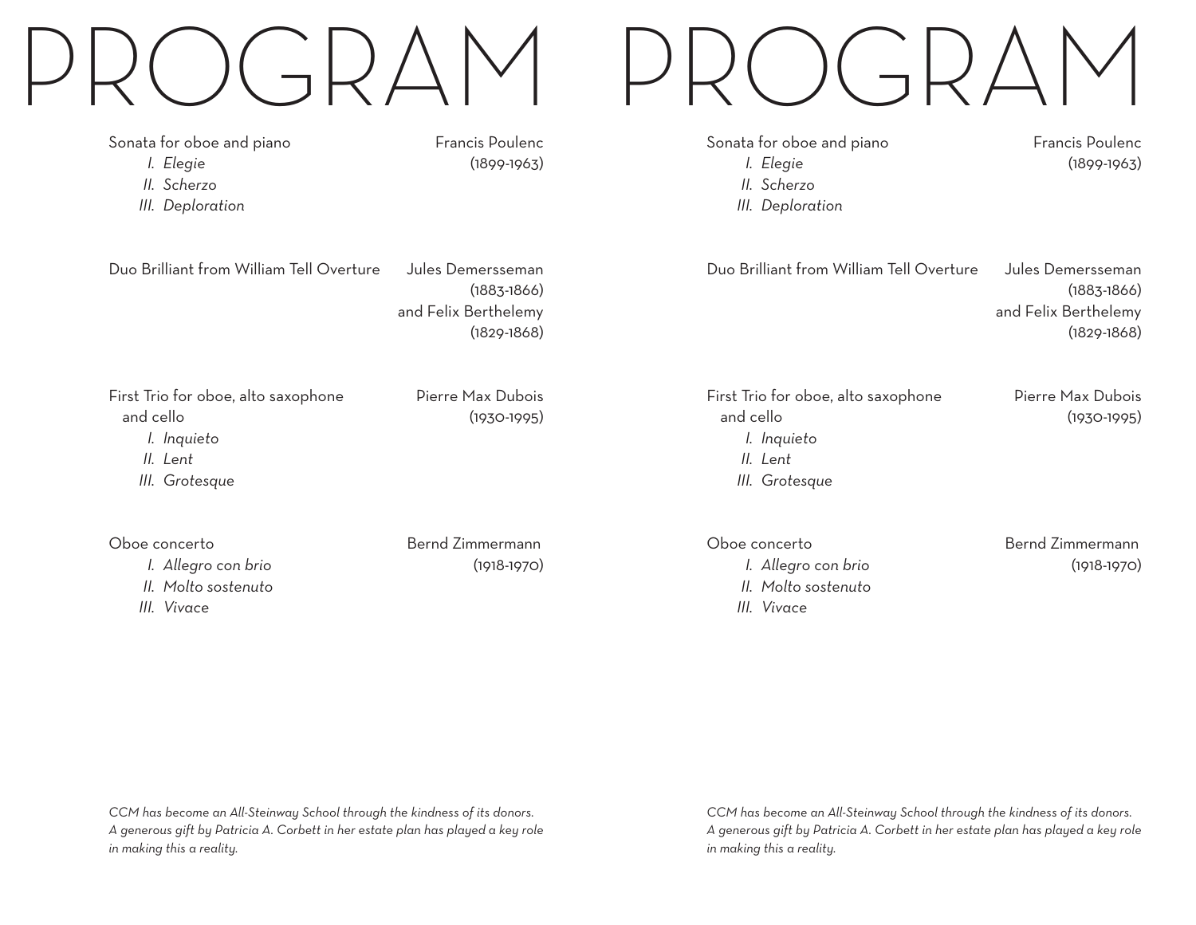# PROGRAM

Sonata for oboe and piano — Francis Poulenc (1899-1963)

I. *Elegie*
II. *Scherzo*
III. *Deploration*

Duo Brilliant from William Tell Overture — Jules Demersseman (1883-1866) and Felix Berthelemy (1829-1868)

First Trio for oboe, alto saxophone and cello — Pierre Max Dubois (1930-1995)

I. *Inquieto*
II. *Lent*
III. *Grotesque*

Oboe concerto — Bernd Zimmermann (1918-1970)

I. *Allegro con brio*
II. *Molto sostenuto*
III. *Vivace*

*CCM has become an All-Steinway School through the kindness of its donors. A generous gift by Patricia A. Corbett in her estate plan has played a key role in making this a reality.*

# PROGRAM

Sonata for oboe and piano — Francis Poulenc (1899-1963)

I. *Elegie*
II. *Scherzo*
III. *Deploration*

Duo Brilliant from William Tell Overture — Jules Demersseman (1883-1866) and Felix Berthelemy (1829-1868)

First Trio for oboe, alto saxophone and cello — Pierre Max Dubois (1930-1995)

I. *Inquieto*
II. *Lent*
III. *Grotesque*

Oboe concerto — Bernd Zimmermann (1918-1970)

I. *Allegro con brio*
II. *Molto sostenuto*
III. *Vivace*

*CCM has become an All-Steinway School through the kindness of its donors. A generous gift by Patricia A. Corbett in her estate plan has played a key role in making this a reality.*